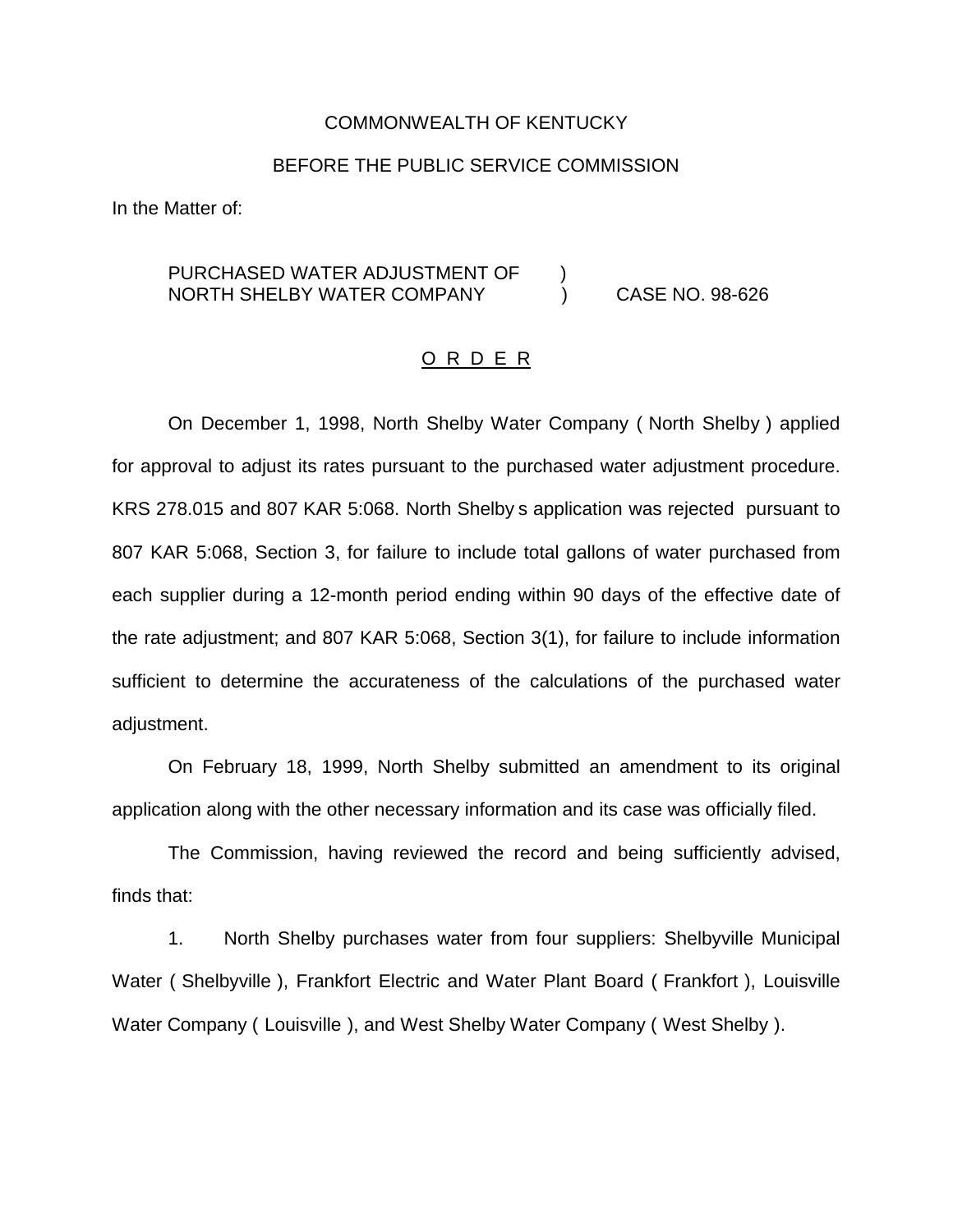COMMONWEALTH OF KENTUCKY

BEFORE THE PUBLIC SERVICE COMMISSION

In the Matter of:

PURCHASED WATER ADJUSTMENT OF NORTH SHELBY WATER COMPANY ) CASE NO. 98-626

<u>O R D E R</u>

On December 1, 1998, North Shelby Water Company ( North Shelby ) applied for approval to adjust its rates pursuant to the purchased water adjustment procedure. KRS 278.015 and 807 KAR 5:068. North Shelby s application was rejected pursuant to 807 KAR 5:068, Section 3, for failure to include total gallons of water purchased from each supplier during a 12-month period ending within 90 days of the effective date of the rate adjustment; and 807 KAR 5:068, Section 3(1), for failure to include information sufficient to determine the accurateness of the calculations of the purchased water adjustment.

On February 18, 1999, North Shelby submitted an amendment to its original application along with the other necessary information and its case was officially filed.

The Commission, having reviewed the record and being sufficiently advised, finds that:

1. North Shelby purchases water from four suppliers: Shelbyville Municipal Water ( Shelbyville ), Frankfort Electric and Water Plant Board ( Frankfort ), Louisville Water Company ( Louisville ), and West Shelby Water Company ( West Shelby ).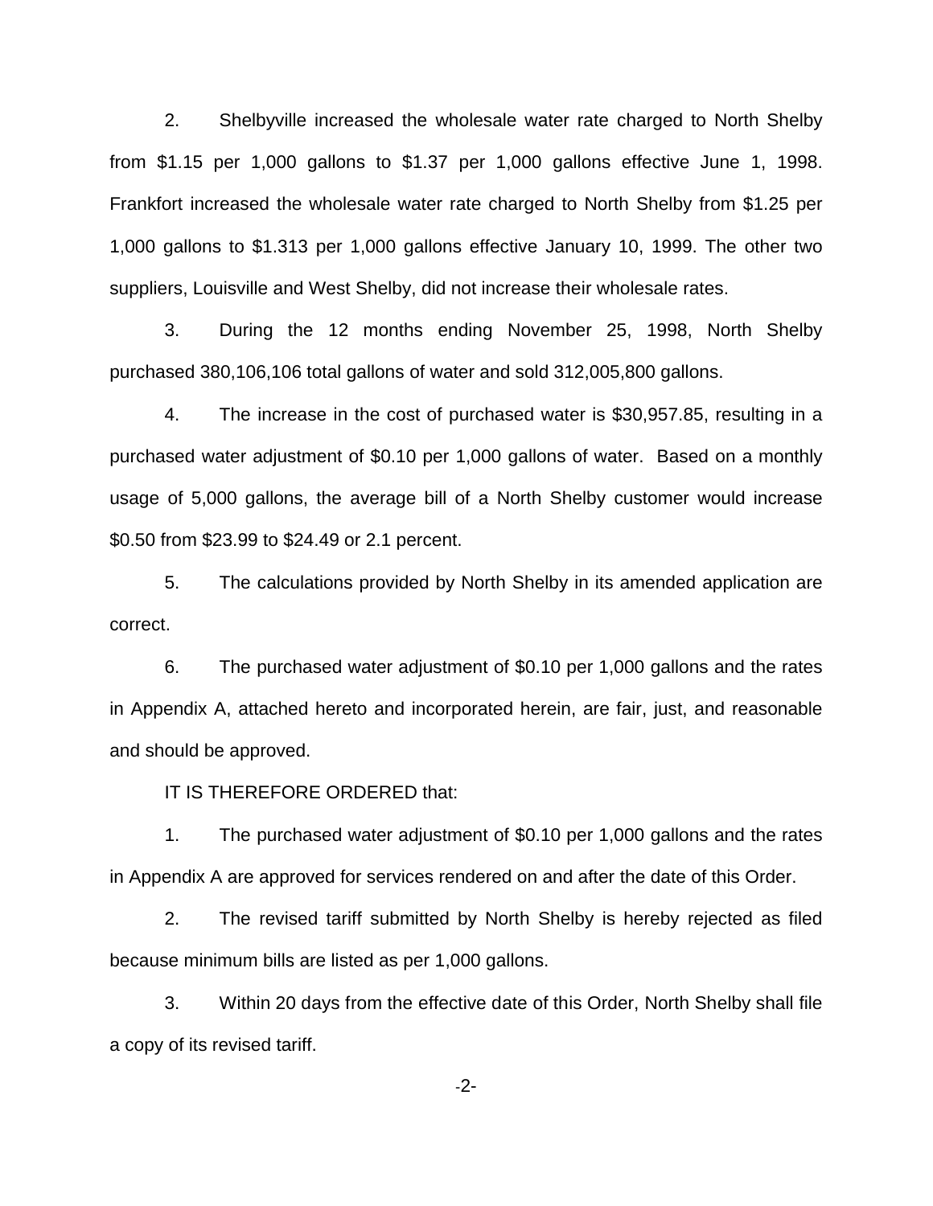2. Shelbyville increased the wholesale water rate charged to North Shelby from $1.15 per 1,000 gallons to $1.37 per 1,000 gallons effective June 1, 1998. Frankfort increased the wholesale water rate charged to North Shelby from $1.25 per 1,000 gallons to $1.313 per 1,000 gallons effective January 10, 1999. The other two suppliers, Louisville and West Shelby, did not increase their wholesale rates.

3. During the 12 months ending November 25, 1998, North Shelby purchased 380,106,106 total gallons of water and sold 312,005,800 gallons.

4. The increase in the cost of purchased water is $30,957.85, resulting in a purchased water adjustment of $0.10 per 1,000 gallons of water. Based on a monthly usage of 5,000 gallons, the average bill of a North Shelby customer would increase $0.50 from $23.99 to $24.49 or 2.1 percent.

5. The calculations provided by North Shelby in its amended application are correct.

6. The purchased water adjustment of $0.10 per 1,000 gallons and the rates in Appendix A, attached hereto and incorporated herein, are fair, just, and reasonable and should be approved.

IT IS THEREFORE ORDERED that:

1. The purchased water adjustment of $0.10 per 1,000 gallons and the rates in Appendix A are approved for services rendered on and after the date of this Order.

2. The revised tariff submitted by North Shelby is hereby rejected as filed because minimum bills are listed as per 1,000 gallons.

3. Within 20 days from the effective date of this Order, North Shelby shall file a copy of its revised tariff.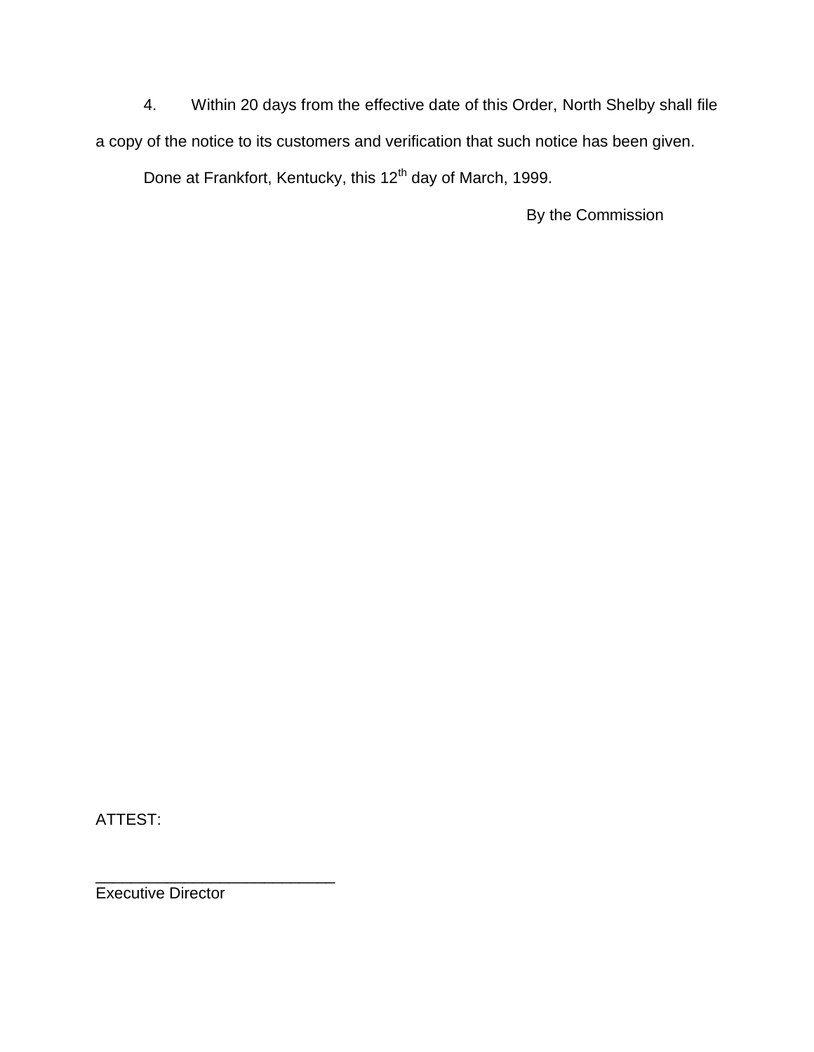4. Within 20 days from the effective date of this Order, North Shelby shall file a copy of the notice to its customers and verification that such notice has been given.

Done at Frankfort, Kentucky, this 12th day of March, 1999.

By the Commission

ATTEST:

___________________________
Executive Director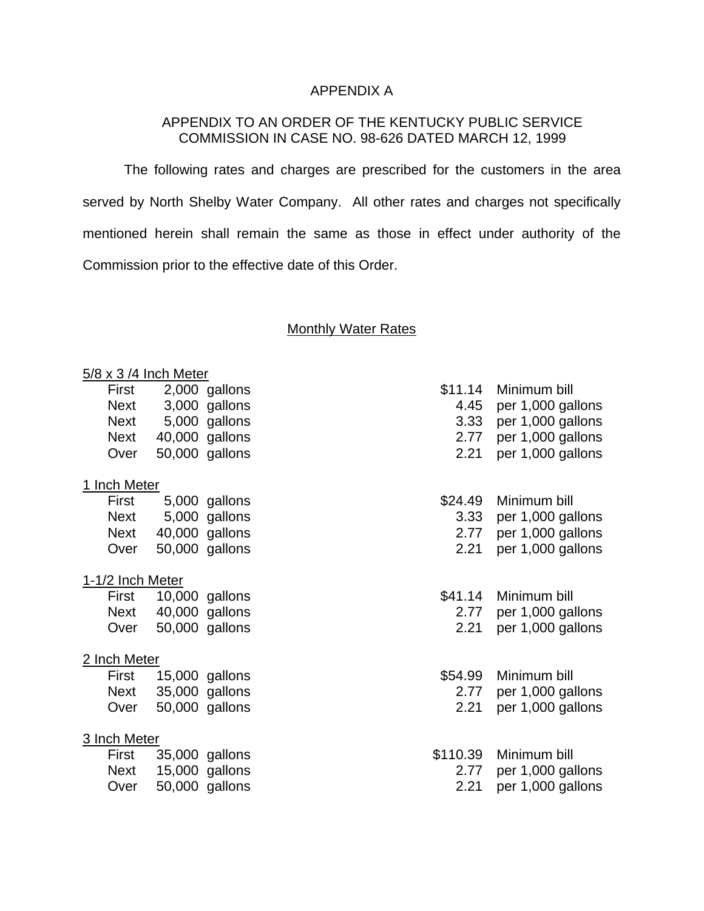# APPENDIX A

## APPENDIX TO AN ORDER OF THE KENTUCKY PUBLIC SERVICE COMMISSION IN CASE NO. 98-626 DATED MARCH 12, 1999

The following rates and charges are prescribed for the customers in the area served by North Shelby Water Company. All other rates and charges not specifically mentioned herein shall remain the same as those in effect under authority of the Commission prior to the effective date of this Order.

### Monthly Water Rates

| | | | | |
|---|---|---|---|---|
| **5/8 x 3 /4 Inch Meter** | | | | |
| First | 2,000 | gallons | $11.14 | Minimum bill |
| Next | 3,000 | gallons | 4.45 | per 1,000 gallons |
| Next | 5,000 | gallons | 3.33 | per 1,000 gallons |
| Next | 40,000 | gallons | 2.77 | per 1,000 gallons |
| Over | 50,000 | gallons | 2.21 | per 1,000 gallons |
| **1 Inch Meter** | | | | |
| First | 5,000 | gallons | $24.49 | Minimum bill |
| Next | 5,000 | gallons | 3.33 | per 1,000 gallons |
| Next | 40,000 | gallons | 2.77 | per 1,000 gallons |
| Over | 50,000 | gallons | 2.21 | per 1,000 gallons |
| **1-1/2 Inch Meter** | | | | |
| First | 10,000 | gallons | $41.14 | Minimum bill |
| Next | 40,000 | gallons | 2.77 | per 1,000 gallons |
| Over | 50,000 | gallons | 2.21 | per 1,000 gallons |
| **2 Inch Meter** | | | | |
| First | 15,000 | gallons | $54.99 | Minimum bill |
| Next | 35,000 | gallons | 2.77 | per 1,000 gallons |
| Over | 50,000 | gallons | 2.21 | per 1,000 gallons |
| **3 Inch Meter** | | | | |
| First | 35,000 | gallons | $110.39 | Minimum bill |
| Next | 15,000 | gallons | 2.77 | per 1,000 gallons |
| Over | 50,000 | gallons | 2.21 | per 1,000 gallons |